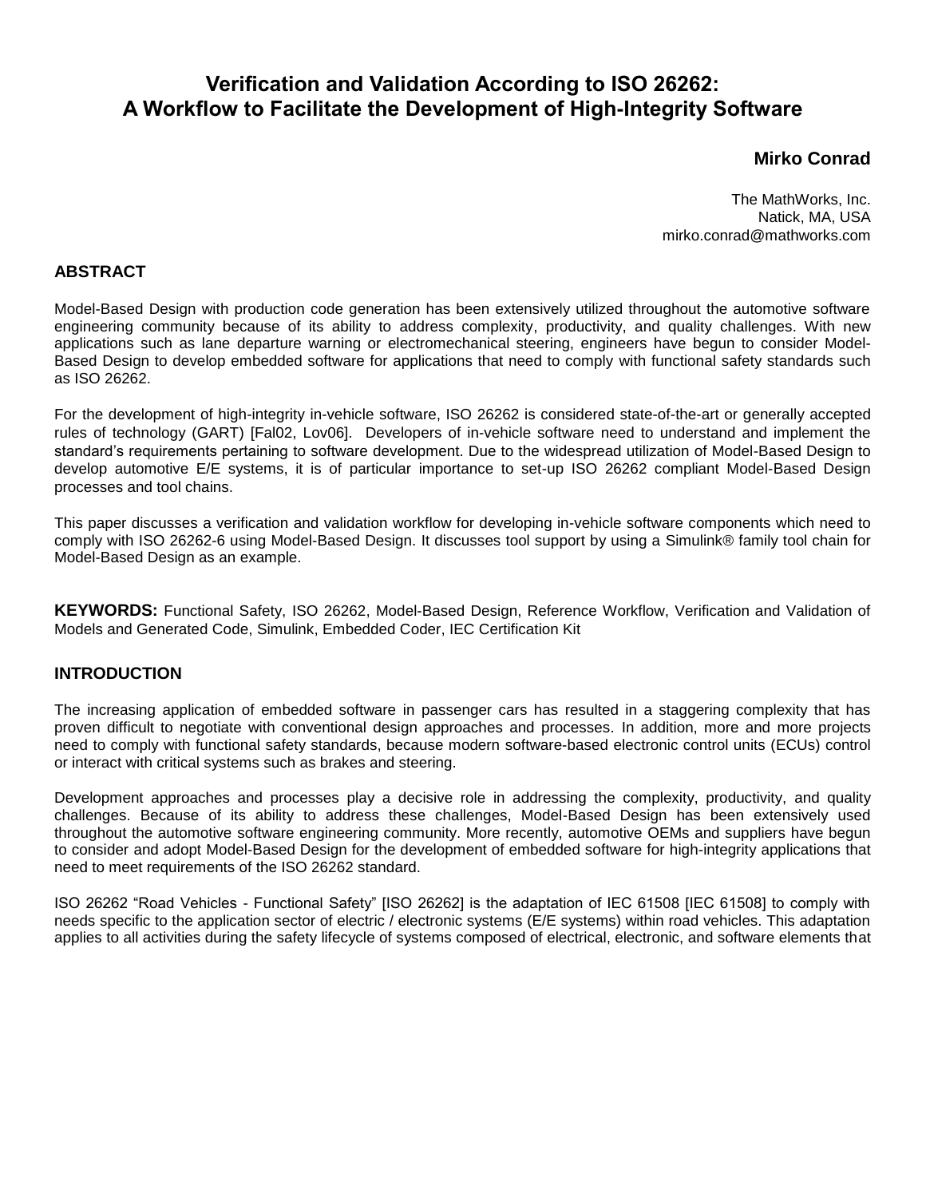# Verification and Validation According to ISO 26262: A Workflow to Facilitate the Development of High-Integrity Software

**Mirko Conrad**

The MathWorks, Inc.
Natick, MA, USA
mirko.conrad@mathworks.com

## ABSTRACT

Model-Based Design with production code generation has been extensively utilized throughout the automotive software engineering community because of its ability to address complexity, productivity, and quality challenges. With new applications such as lane departure warning or electromechanical steering, engineers have begun to consider Model-Based Design to develop embedded software for applications that need to comply with functional safety standards such as ISO 26262.

For the development of high-integrity in-vehicle software, ISO 26262 is considered state-of-the-art or generally accepted rules of technology (GART) [Fal02, Lov06]. Developers of in-vehicle software need to understand and implement the standard's requirements pertaining to software development. Due to the widespread utilization of Model-Based Design to develop automotive E/E systems, it is of particular importance to set-up ISO 26262 compliant Model-Based Design processes and tool chains.

This paper discusses a verification and validation workflow for developing in-vehicle software components which need to comply with ISO 26262-6 using Model-Based Design. It discusses tool support by using a Simulink® family tool chain for Model-Based Design as an example.

**KEYWORDS:** Functional Safety, ISO 26262, Model-Based Design, Reference Workflow, Verification and Validation of Models and Generated Code, Simulink, Embedded Coder, IEC Certification Kit

## INTRODUCTION

The increasing application of embedded software in passenger cars has resulted in a staggering complexity that has proven difficult to negotiate with conventional design approaches and processes. In addition, more and more projects need to comply with functional safety standards, because modern software-based electronic control units (ECUs) control or interact with critical systems such as brakes and steering.

Development approaches and processes play a decisive role in addressing the complexity, productivity, and quality challenges. Because of its ability to address these challenges, Model-Based Design has been extensively used throughout the automotive software engineering community. More recently, automotive OEMs and suppliers have begun to consider and adopt Model-Based Design for the development of embedded software for high-integrity applications that need to meet requirements of the ISO 26262 standard.

ISO 26262 "Road Vehicles - Functional Safety" [ISO 26262] is the adaptation of IEC 61508 [IEC 61508] to comply with needs specific to the application sector of electric / electronic systems (E/E systems) within road vehicles. This adaptation applies to all activities during the safety lifecycle of systems composed of electrical, electronic, and software elements that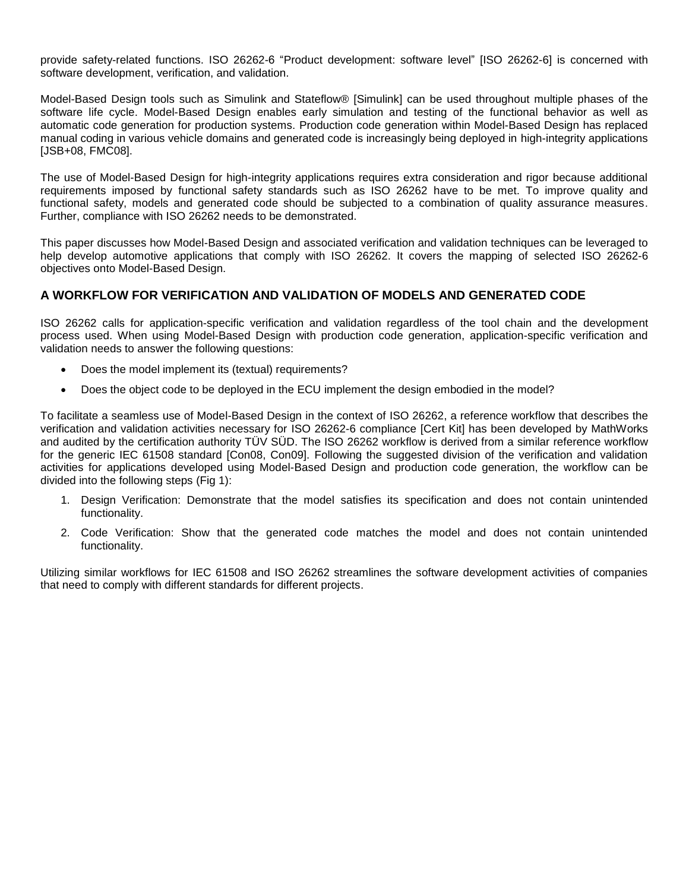provide safety-related functions. ISO 26262-6 “Product development: software level” [ISO 26262-6] is concerned with software development, verification, and validation.

Model-Based Design tools such as Simulink and Stateflow® [Simulink] can be used throughout multiple phases of the software life cycle. Model-Based Design enables early simulation and testing of the functional behavior as well as automatic code generation for production systems. Production code generation within Model-Based Design has replaced manual coding in various vehicle domains and generated code is increasingly being deployed in high-integrity applications [JSB+08, FMC08].

The use of Model-Based Design for high-integrity applications requires extra consideration and rigor because additional requirements imposed by functional safety standards such as ISO 26262 have to be met. To improve quality and functional safety, models and generated code should be subjected to a combination of quality assurance measures. Further, compliance with ISO 26262 needs to be demonstrated.

This paper discusses how Model-Based Design and associated verification and validation techniques can be leveraged to help develop automotive applications that comply with ISO 26262. It covers the mapping of selected ISO 26262-6 objectives onto Model-Based Design.

## A WORKFLOW FOR VERIFICATION AND VALIDATION OF MODELS AND GENERATED CODE

ISO 26262 calls for application-specific verification and validation regardless of the tool chain and the development process used. When using Model-Based Design with production code generation, application-specific verification and validation needs to answer the following questions:

- Does the model implement its (textual) requirements?
- Does the object code to be deployed in the ECU implement the design embodied in the model?

To facilitate a seamless use of Model-Based Design in the context of ISO 26262, a reference workflow that describes the verification and validation activities necessary for ISO 26262-6 compliance [Cert Kit] has been developed by MathWorks and audited by the certification authority TÜV SÜD. The ISO 26262 workflow is derived from a similar reference workflow for the generic IEC 61508 standard [Con08, Con09]. Following the suggested division of the verification and validation activities for applications developed using Model-Based Design and production code generation, the workflow can be divided into the following steps (Fig 1):

1. Design Verification: Demonstrate that the model satisfies its specification and does not contain unintended functionality.
2. Code Verification: Show that the generated code matches the model and does not contain unintended functionality.

Utilizing similar workflows for IEC 61508 and ISO 26262 streamlines the software development activities of companies that need to comply with different standards for different projects.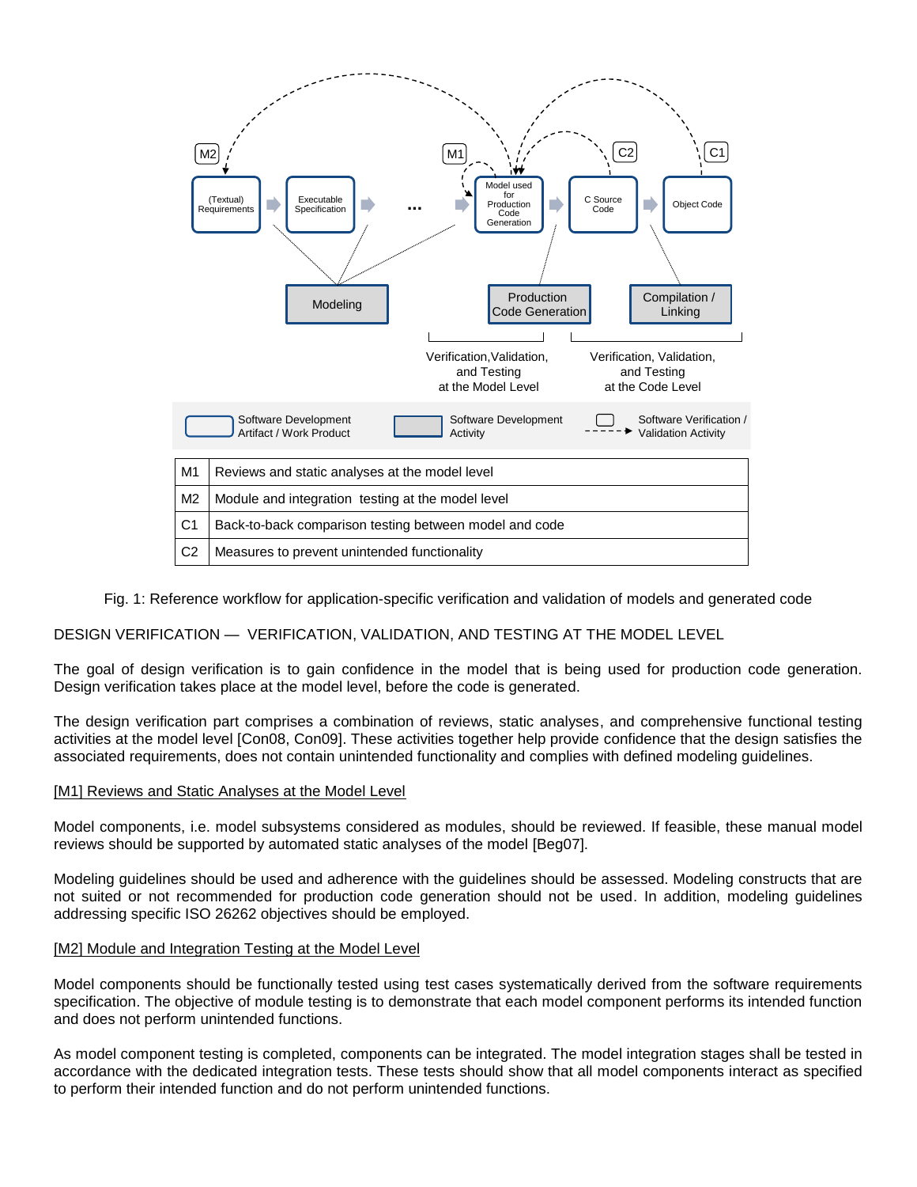| | |
|---|---|
| M1 | Reviews and static analyses at the model level |
| M2 | Module and integration testing at the model level |
| C1 | Back-to-back comparison testing between model and code |
| C2 | Measures to prevent unintended functionality |

Fig. 1: Reference workflow for application-specific verification and validation of models and generated code

DESIGN VERIFICATION — VERIFICATION, VALIDATION, AND TESTING AT THE MODEL LEVEL

The goal of design verification is to gain confidence in the model that is being used for production code generation. Design verification takes place at the model level, before the code is generated.

The design verification part comprises a combination of reviews, static analyses, and comprehensive functional testing activities at the model level [Con08, Con09]. These activities together help provide confidence that the design satisfies the associated requirements, does not contain unintended functionality and complies with defined modeling guidelines.

[M1] Reviews and Static Analyses at the Model Level

Model components, i.e. model subsystems considered as modules, should be reviewed. If feasible, these manual model reviews should be supported by automated static analyses of the model [Beg07].

Modeling guidelines should be used and adherence with the guidelines should be assessed. Modeling constructs that are not suited or not recommended for production code generation should not be used. In addition, modeling guidelines addressing specific ISO 26262 objectives should be employed.

[M2] Module and Integration Testing at the Model Level

Model components should be functionally tested using test cases systematically derived from the software requirements specification. The objective of module testing is to demonstrate that each model component performs its intended function and does not perform unintended functions.

As model component testing is completed, components can be integrated. The model integration stages shall be tested in accordance with the dedicated integration tests. These tests should show that all model components interact as specified to perform their intended function and do not perform unintended functions.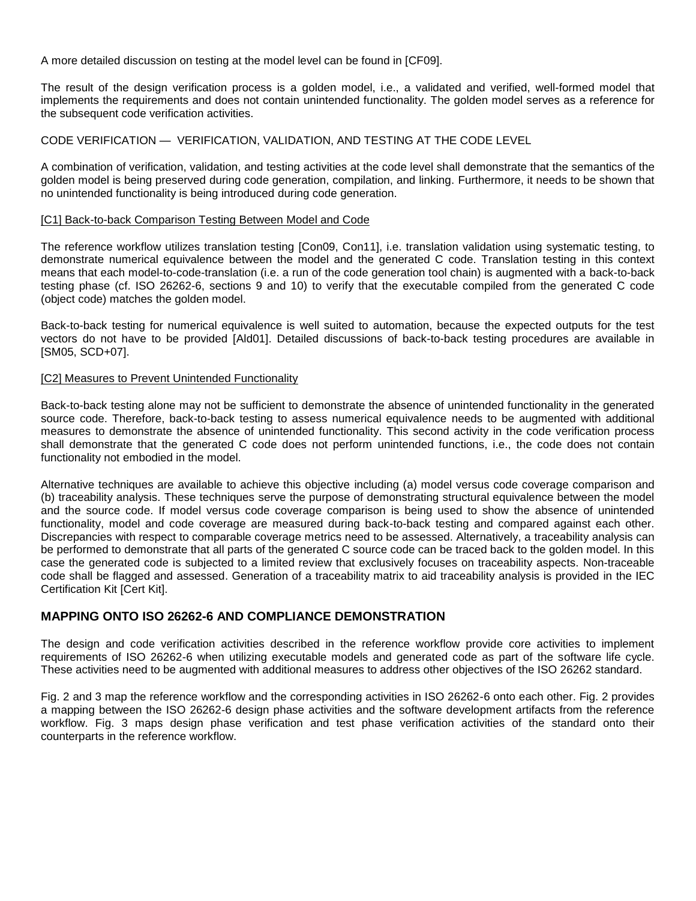A more detailed discussion on testing at the model level can be found in [CF09].

The result of the design verification process is a golden model, i.e., a validated and verified, well-formed model that implements the requirements and does not contain unintended functionality. The golden model serves as a reference for the subsequent code verification activities.

CODE VERIFICATION — VERIFICATION, VALIDATION, AND TESTING AT THE CODE LEVEL

A combination of verification, validation, and testing activities at the code level shall demonstrate that the semantics of the golden model is being preserved during code generation, compilation, and linking. Furthermore, it needs to be shown that no unintended functionality is being introduced during code generation.

[C1] Back-to-back Comparison Testing Between Model and Code

The reference workflow utilizes translation testing [Con09, Con11], i.e. translation validation using systematic testing, to demonstrate numerical equivalence between the model and the generated C code. Translation testing in this context means that each model-to-code-translation (i.e. a run of the code generation tool chain) is augmented with a back-to-back testing phase (cf. ISO 26262-6, sections 9 and 10) to verify that the executable compiled from the generated C code (object code) matches the golden model.

Back-to-back testing for numerical equivalence is well suited to automation, because the expected outputs for the test vectors do not have to be provided [Ald01]. Detailed discussions of back-to-back testing procedures are available in [SM05, SCD+07].

[C2] Measures to Prevent Unintended Functionality

Back-to-back testing alone may not be sufficient to demonstrate the absence of unintended functionality in the generated source code. Therefore, back-to-back testing to assess numerical equivalence needs to be augmented with additional measures to demonstrate the absence of unintended functionality. This second activity in the code verification process shall demonstrate that the generated C code does not perform unintended functions, i.e., the code does not contain functionality not embodied in the model.

Alternative techniques are available to achieve this objective including (a) model versus code coverage comparison and (b) traceability analysis. These techniques serve the purpose of demonstrating structural equivalence between the model and the source code. If model versus code coverage comparison is being used to show the absence of unintended functionality, model and code coverage are measured during back-to-back testing and compared against each other. Discrepancies with respect to comparable coverage metrics need to be assessed. Alternatively, a traceability analysis can be performed to demonstrate that all parts of the generated C source code can be traced back to the golden model. In this case the generated code is subjected to a limited review that exclusively focuses on traceability aspects. Non-traceable code shall be flagged and assessed. Generation of a traceability matrix to aid traceability analysis is provided in the IEC Certification Kit [Cert Kit].

## MAPPING ONTO ISO 26262-6 AND COMPLIANCE DEMONSTRATION

The design and code verification activities described in the reference workflow provide core activities to implement requirements of ISO 26262-6 when utilizing executable models and generated code as part of the software life cycle. These activities need to be augmented with additional measures to address other objectives of the ISO 26262 standard.

Fig. 2 and 3 map the reference workflow and the corresponding activities in ISO 26262-6 onto each other. Fig. 2 provides a mapping between the ISO 26262-6 design phase activities and the software development artifacts from the reference workflow. Fig. 3 maps design phase verification and test phase verification activities of the standard onto their counterparts in the reference workflow.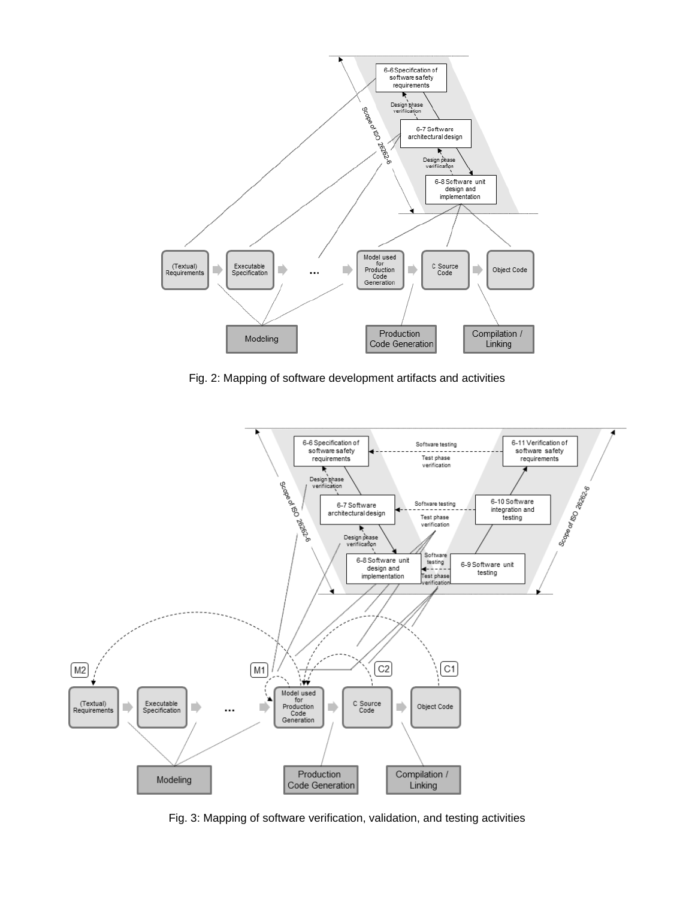Fig. 2: Mapping of software development artifacts and activities

Fig. 3: Mapping of software verification, validation, and testing activities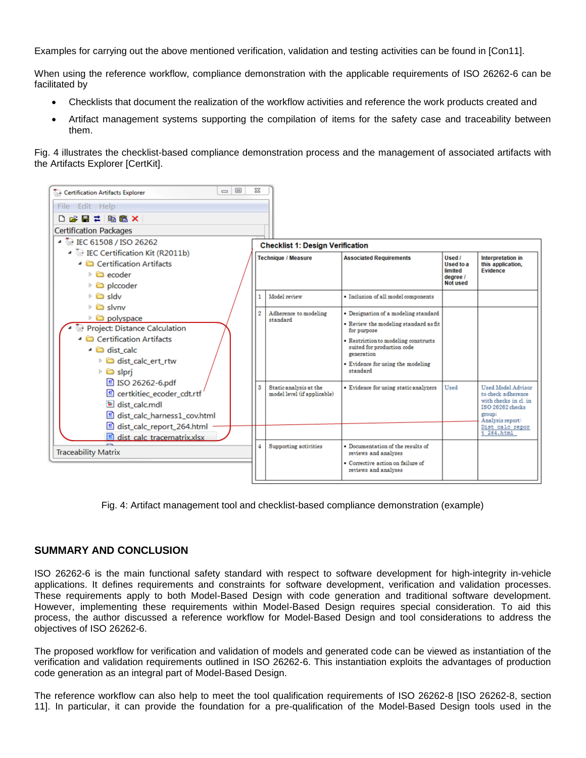Examples for carrying out the above mentioned verification, validation and testing activities can be found in [Con11].

When using the reference workflow, compliance demonstration with the applicable requirements of ISO 26262-6 can be facilitated by

- Checklists that document the realization of the workflow activities and reference the work products created and
- Artifact management systems supporting the compilation of items for the safety case and traceability between them.

Fig. 4 illustrates the checklist-based compliance demonstration process and the management of associated artifacts with the Artifacts Explorer [CertKit].

**Checklist 1: Design Verification**

| | Technique / Measure | Associated Requirements | Used / Used to a limited degree / Not used | Interpretation in this application, Evidence |
|---|---|---|---|---|
| 1 | Model review | • Inclusion of all model components | | |
| 2 | Adherence to modeling standard | • Designation of a modeling standard<br>• Review the modeling standard as fit for purpose<br>• Restriction to modeling constructs suited for production code generation<br>• Evidence for using the modeling standard | | |
| 3 | Static analysis at the model level (if applicable) | • Evidence for using static analyzers | Used | Used Model Advisor to check adherence with checks in cl. in ISO 26262 checks group;<br>Analysis report: Dist_calc_report_264.html |
| 4 | Supporting activities | • Documentation of the results of reviews and analyses<br>• Corrective action on failure of reviews and analyses | | |

Fig. 4: Artifact management tool and checklist-based compliance demonstration (example)

## SUMMARY AND CONCLUSION

ISO 26262-6 is the main functional safety standard with respect to software development for high-integrity in-vehicle applications. It defines requirements and constraints for software development, verification and validation processes. These requirements apply to both Model-Based Design with code generation and traditional software development. However, implementing these requirements within Model-Based Design requires special consideration. To aid this process, the author discussed a reference workflow for Model-Based Design and tool considerations to address the objectives of ISO 26262-6.

The proposed workflow for verification and validation of models and generated code can be viewed as instantiation of the verification and validation requirements outlined in ISO 26262-6. This instantiation exploits the advantages of production code generation as an integral part of Model-Based Design.

The reference workflow can also help to meet the tool qualification requirements of ISO 26262-8 [ISO 26262-8, section 11]. In particular, it can provide the foundation for a pre-qualification of the Model-Based Design tools used in the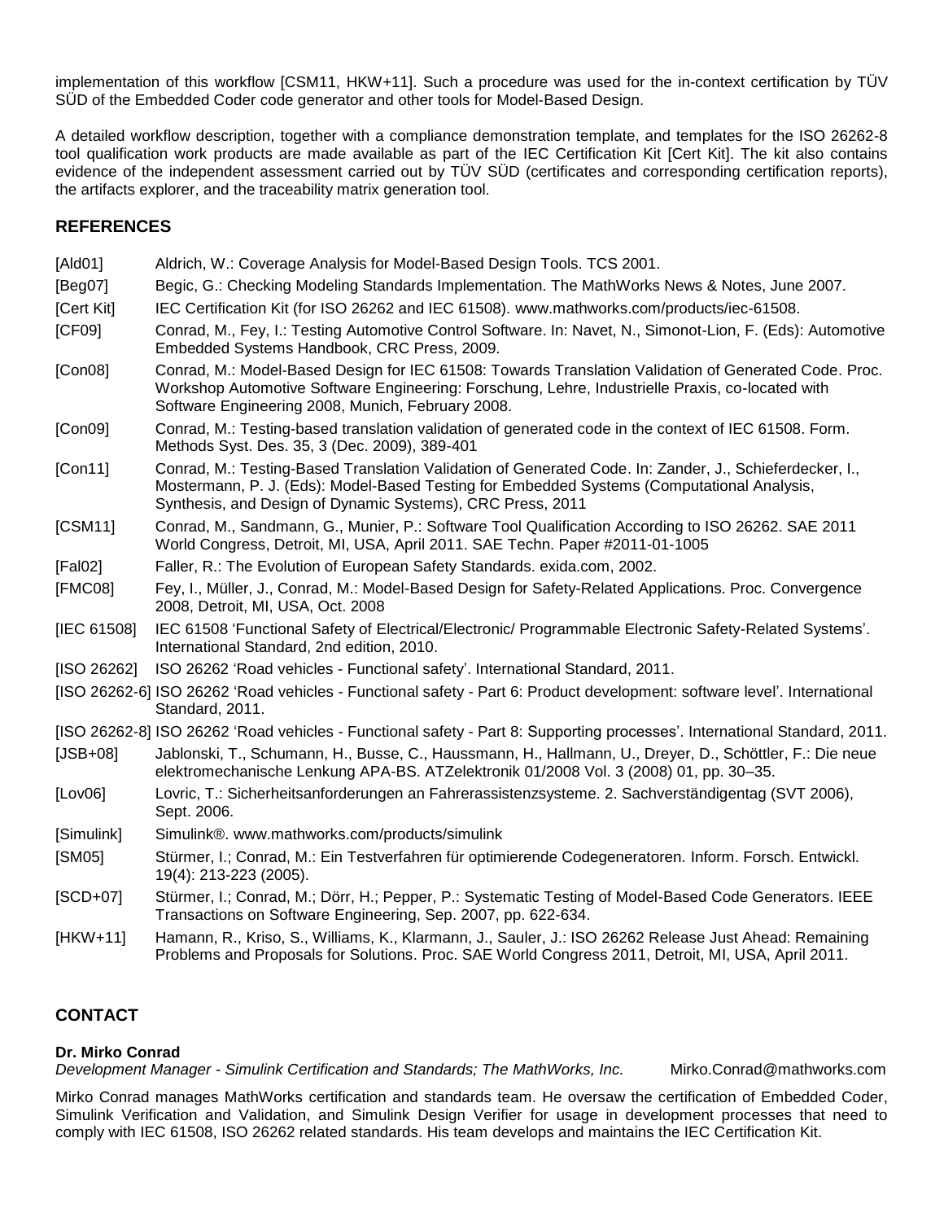implementation of this workflow [CSM11, HKW+11]. Such a procedure was used for the in-context certification by TÜV SÜD of the Embedded Coder code generator and other tools for Model-Based Design.

A detailed workflow description, together with a compliance demonstration template, and templates for the ISO 26262-8 tool qualification work products are made available as part of the IEC Certification Kit [Cert Kit]. The kit also contains evidence of the independent assessment carried out by TÜV SÜD (certificates and corresponding certification reports), the artifacts explorer, and the traceability matrix generation tool.

## REFERENCES

[Ald01] Aldrich, W.: Coverage Analysis for Model-Based Design Tools. TCS 2001.

[Beg07] Begic, G.: Checking Modeling Standards Implementation. The MathWorks News & Notes, June 2007.

[Cert Kit] IEC Certification Kit (for ISO 26262 and IEC 61508). www.mathworks.com/products/iec-61508.

[CF09] Conrad, M., Fey, I.: Testing Automotive Control Software. In: Navet, N., Simonot-Lion, F. (Eds): Automotive Embedded Systems Handbook, CRC Press, 2009.

[Con08] Conrad, M.: Model-Based Design for IEC 61508: Towards Translation Validation of Generated Code. Proc. Workshop Automotive Software Engineering: Forschung, Lehre, Industrielle Praxis, co-located with Software Engineering 2008, Munich, February 2008.

[Con09] Conrad, M.: Testing-based translation validation of generated code in the context of IEC 61508. Form. Methods Syst. Des. 35, 3 (Dec. 2009), 389-401

[Con11] Conrad, M.: Testing-Based Translation Validation of Generated Code. In: Zander, J., Schieferdecker, I., Mostermann, P. J. (Eds): Model-Based Testing for Embedded Systems (Computational Analysis, Synthesis, and Design of Dynamic Systems), CRC Press, 2011

[CSM11] Conrad, M., Sandmann, G., Munier, P.: Software Tool Qualification According to ISO 26262. SAE 2011 World Congress, Detroit, MI, USA, April 2011. SAE Techn. Paper #2011-01-1005

[Fal02] Faller, R.: The Evolution of European Safety Standards. exida.com, 2002.

[FMC08] Fey, I., Müller, J., Conrad, M.: Model-Based Design for Safety-Related Applications. Proc. Convergence 2008, Detroit, MI, USA, Oct. 2008

[IEC 61508] IEC 61508 'Functional Safety of Electrical/Electronic/ Programmable Electronic Safety-Related Systems'. International Standard, 2nd edition, 2010.

[ISO 26262] ISO 26262 'Road vehicles - Functional safety'. International Standard, 2011.

[ISO 26262-6] ISO 26262 'Road vehicles - Functional safety - Part 6: Product development: software level'. International Standard, 2011.

[ISO 26262-8] ISO 26262 'Road vehicles - Functional safety - Part 8: Supporting processes'. International Standard, 2011.

[JSB+08] Jablonski, T., Schumann, H., Busse, C., Haussmann, H., Hallmann, U., Dreyer, D., Schöttler, F.: Die neue elektromechanische Lenkung APA-BS. ATZelektronik 01/2008 Vol. 3 (2008) 01, pp. 30–35.

[Lov06] Lovric, T.: Sicherheitsanforderungen an Fahrerassistenzsysteme. 2. Sachverständigentag (SVT 2006), Sept. 2006.

[Simulink] Simulink®. www.mathworks.com/products/simulink

[SM05] Stürmer, I.; Conrad, M.: Ein Testverfahren für optimierende Codegeneratoren. Inform. Forsch. Entwickl. 19(4): 213-223 (2005).

[SCD+07] Stürmer, I.; Conrad, M.; Dörr, H.; Pepper, P.: Systematic Testing of Model-Based Code Generators. IEEE Transactions on Software Engineering, Sep. 2007, pp. 622-634.

[HKW+11] Hamann, R., Kriso, S., Williams, K., Klarmann, J., Sauler, J.: ISO 26262 Release Just Ahead: Remaining Problems and Proposals for Solutions. Proc. SAE World Congress 2011, Detroit, MI, USA, April 2011.

## CONTACT

**Dr. Mirko Conrad**
*Development Manager - Simulink Certification and Standards; The MathWorks, Inc.* Mirko.Conrad@mathworks.com

Mirko Conrad manages MathWorks certification and standards team. He oversaw the certification of Embedded Coder, Simulink Verification and Validation, and Simulink Design Verifier for usage in development processes that need to comply with IEC 61508, ISO 26262 related standards. His team develops and maintains the IEC Certification Kit.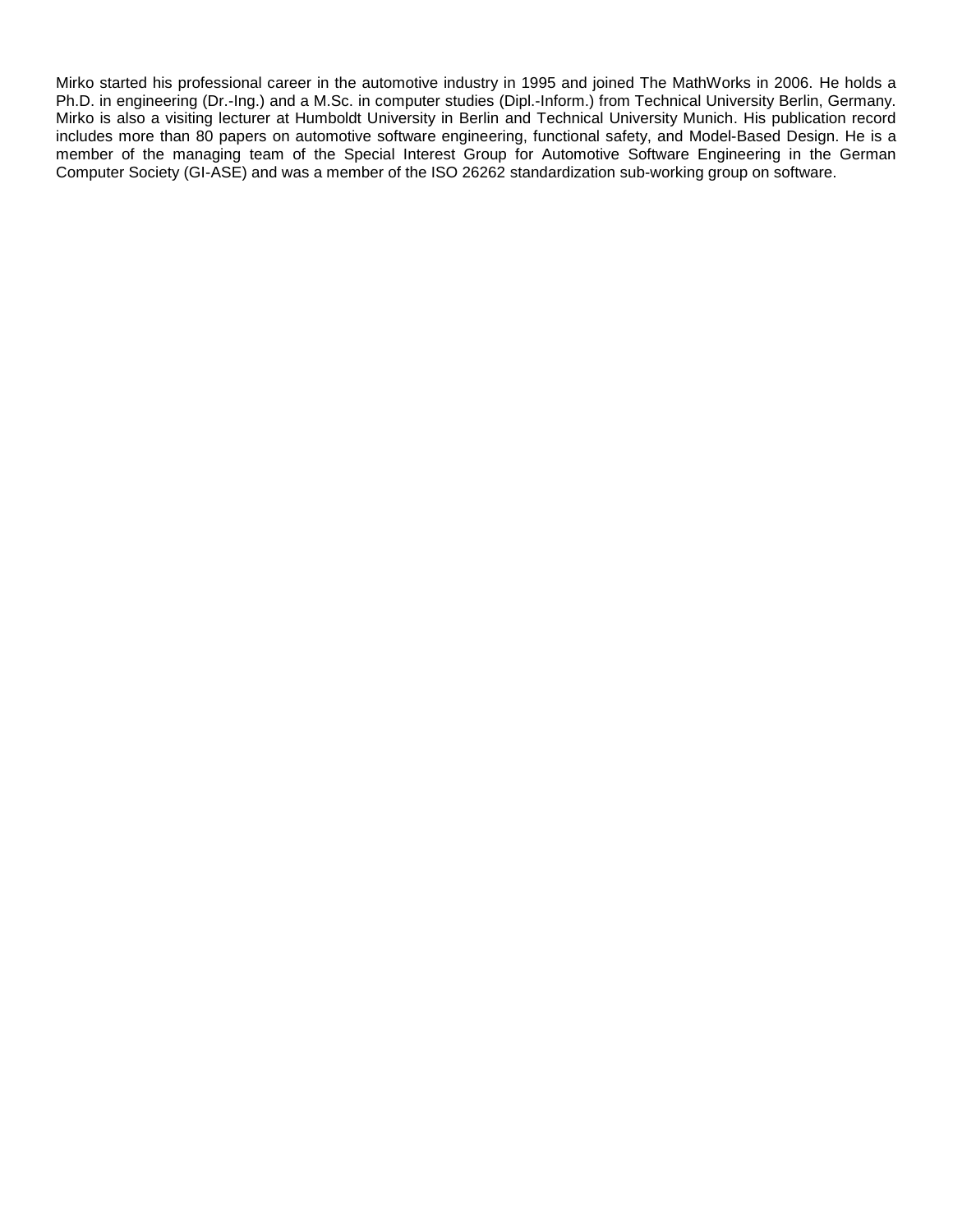Mirko started his professional career in the automotive industry in 1995 and joined The MathWorks in 2006. He holds a Ph.D. in engineering (Dr.-Ing.) and a M.Sc. in computer studies (Dipl.-Inform.) from Technical University Berlin, Germany. Mirko is also a visiting lecturer at Humboldt University in Berlin and Technical University Munich. His publication record includes more than 80 papers on automotive software engineering, functional safety, and Model-Based Design. He is a member of the managing team of the Special Interest Group for Automotive Software Engineering in the German Computer Society (GI-ASE) and was a member of the ISO 26262 standardization sub-working group on software.